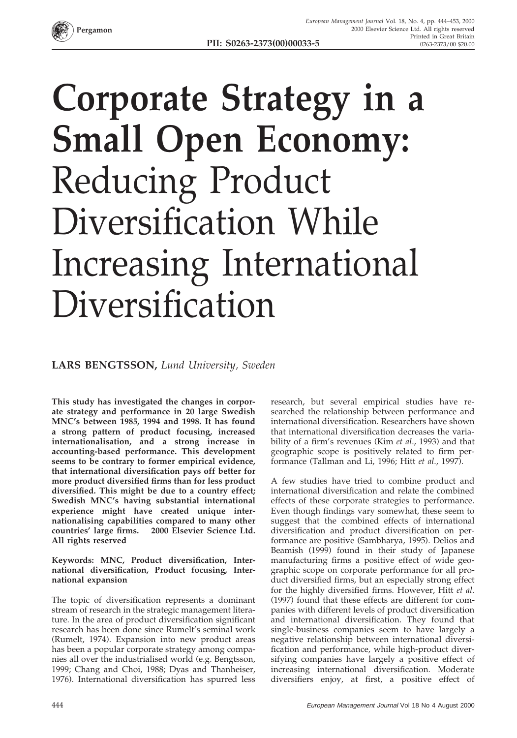PII: S0263-2373(00)00033-5

# Corporate Strategy in a Small Open Economy: Reducing Product Diversification While Increasing International Diversification

**LARS BENGTSSON,** *Lund University, Sweden*

**This study has investigated the changes in corporate strategy and performance in 20 large Swedish MNC's between 1985, 1994 and 1998. It has found a strong pattern of product focusing, increased internationalisation, and a strong increase in accounting-based performance. This development seems to be contrary to former empirical evidence, that international diversification pays off better for more product diversified firms than for less product diversified. This might be due to a country effect; Swedish MNC's having substantial international experience might have created unique internationalising capabilities compared to many other countries' large firms. 2000 Elsevier Science Ltd. All rights reserved**

**Keywords: MNC, Product diversification, International diversification, Product focusing, International expansion**

The topic of diversification represents a dominant stream of research in the strategic management literature. In the area of product diversification significant research has been done since Rumelt's seminal work (Rumelt, 1974). Expansion into new product areas has been a popular corporate strategy among companies all over the industrialised world (e.g. Bengtsson, 1999; Chang and Choi, 1988; Dyas and Thanheiser, 1976). International diversification has spurred less research, but several empirical studies have researched the relationship between performance and international diversification. Researchers have shown that international diversification decreases the variability of a firm's revenues (Kim *et al*., 1993) and that geographic scope is positively related to firm performance (Tallman and Li, 1996; Hitt *et al*., 1997).

A few studies have tried to combine product and international diversification and relate the combined effects of these corporate strategies to performance. Even though findings vary somewhat, these seem to suggest that the combined effects of international diversification and product diversification on performance are positive (Sambharya, 1995). Delios and Beamish (1999) found in their study of Japanese manufacturing firms a positive effect of wide geographic scope on corporate performance for all product diversified firms, but an especially strong effect for the highly diversified firms. However, Hitt *et al*. (1997) found that these effects are different for companies with different levels of product diversification and international diversification. They found that single-business companies seem to have largely a negative relationship between international diversification and performance, while high-product diversifying companies have largely a positive effect of increasing international diversification. Moderate diversifiers enjoy, at first, a positive effect of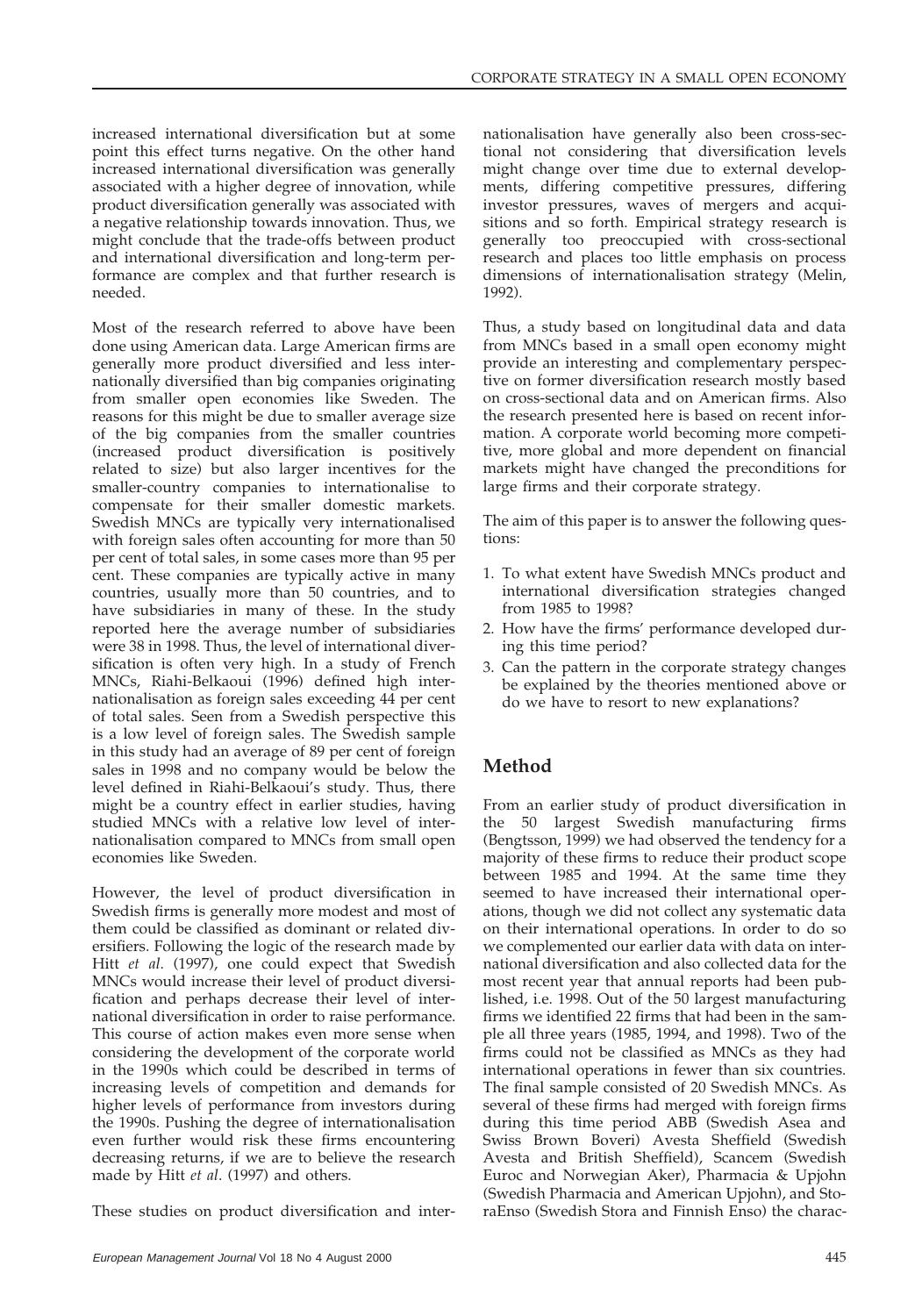increased international diversification but at some point this effect turns negative. On the other hand increased international diversification was generally associated with a higher degree of innovation, while product diversification generally was associated with a negative relationship towards innovation. Thus, we might conclude that the trade-offs between product and international diversification and long-term performance are complex and that further research is needed.

Most of the research referred to above have been done using American data. Large American firms are generally more product diversified and less internationally diversified than big companies originating from smaller open economies like Sweden. The reasons for this might be due to smaller average size of the big companies from the smaller countries (increased product diversification is positively related to size) but also larger incentives for the smaller-country companies to internationalise to compensate for their smaller domestic markets. Swedish MNCs are typically very internationalised with foreign sales often accounting for more than 50 per cent of total sales, in some cases more than 95 per cent. These companies are typically active in many countries, usually more than 50 countries, and to have subsidiaries in many of these. In the study reported here the average number of subsidiaries were 38 in 1998. Thus, the level of international diversification is often very high. In a study of French MNCs, Riahi-Belkaoui (1996) defined high internationalisation as foreign sales exceeding 44 per cent of total sales. Seen from a Swedish perspective this is a low level of foreign sales. The Swedish sample in this study had an average of 89 per cent of foreign sales in 1998 and no company would be below the level defined in Riahi-Belkaoui's study. Thus, there might be a country effect in earlier studies, having studied MNCs with a relative low level of internationalisation compared to MNCs from small open economies like Sweden.

However, the level of product diversification in Swedish firms is generally more modest and most of them could be classified as dominant or related diversifiers. Following the logic of the research made by Hitt *et al.* (1997), one could expect that Swedish MNCs would increase their level of product diversification and perhaps decrease their level of international diversification in order to raise performance. This course of action makes even more sense when considering the development of the corporate world in the 1990s which could be described in terms of increasing levels of competition and demands for higher levels of performance from investors during the 1990s. Pushing the degree of internationalisation even further would risk these firms encountering decreasing returns, if we are to believe the research made by Hitt *et al.* (1997) and others.

These studies on product diversification and internationalisation have generally also been cross-sectional not considering that diversification levels might change over time due to external developments, differing competitive pressures, differing investor pressures, waves of mergers and acquisitions and so forth. Empirical strategy research is generally too preoccupied with cross-sectional research and places too little emphasis on process dimensions of internationalisation strategy (Melin, 1992).

Thus, a study based on longitudinal data and data from MNCs based in a small open economy might provide an interesting and complementary perspective on former diversification research mostly based on cross-sectional data and on American firms. Also the research presented here is based on recent information. A corporate world becoming more competitive, more global and more dependent on financial markets might have changed the preconditions for large firms and their corporate strategy.

The aim of this paper is to answer the following questions:

1. To what extent have Swedish MNCs product and international diversification strategies changed from 1985 to 1998?
2. How have the firms' performance developed during this time period?
3. Can the pattern in the corporate strategy changes be explained by the theories mentioned above or do we have to resort to new explanations?

## Method

From an earlier study of product diversification in the 50 largest Swedish manufacturing firms (Bengtsson, 1999) we had observed the tendency for a majority of these firms to reduce their product scope between 1985 and 1994. At the same time they seemed to have increased their international operations, though we did not collect any systematic data on their international operations. In order to do so we complemented our earlier data with data on international diversification and also collected data for the most recent year that annual reports had been published, i.e. 1998. Out of the 50 largest manufacturing firms we identified 22 firms that had been in the sample all three years (1985, 1994, and 1998). Two of the firms could not be classified as MNCs as they had international operations in fewer than six countries. The final sample consisted of 20 Swedish MNCs. As several of these firms had merged with foreign firms during this time period ABB (Swedish Asea and Swiss Brown Boveri) Avesta Sheffield (Swedish Avesta and British Sheffield), Scancem (Swedish Euroc and Norwegian Aker), Pharmacia & Upjohn (Swedish Pharmacia and American Upjohn), and StoraEnso (Swedish Stora and Finnish Enso) the charac-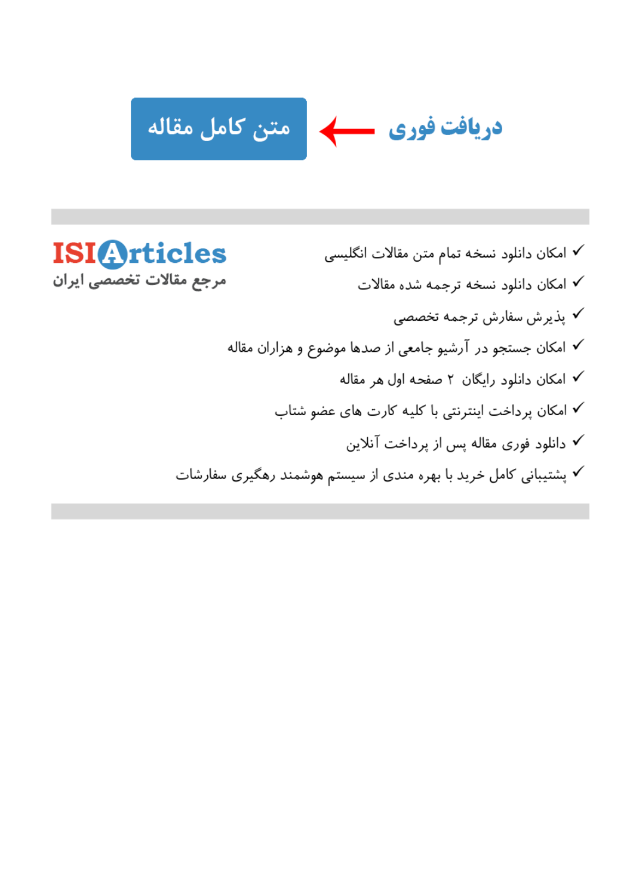دریافت فوری ← **متن کامل مقاله**

**ISIArticles**
مرجع مقالات تخصصی ایران

- ✓ امکان دانلود نسخه تمام متن مقالات انگلیسی
- ✓ امکان دانلود نسخه ترجمه شده مقالات
- ✓ پذیرش سفارش ترجمه تخصصی
- ✓ امکان جستجو در آرشیو جامعی از صدها موضوع و هزاران مقاله
- ✓ امکان دانلود رایگان ۲ صفحه اول هر مقاله
- ✓ امکان پرداخت اینترنتی با کلیه کارت های عضو شتاب
- ✓ دانلود فوری مقاله پس از پرداخت آنلاین
- ✓ پشتیبانی کامل خرید با بهره مندی از سیستم هوشمند رهگیری سفارشات